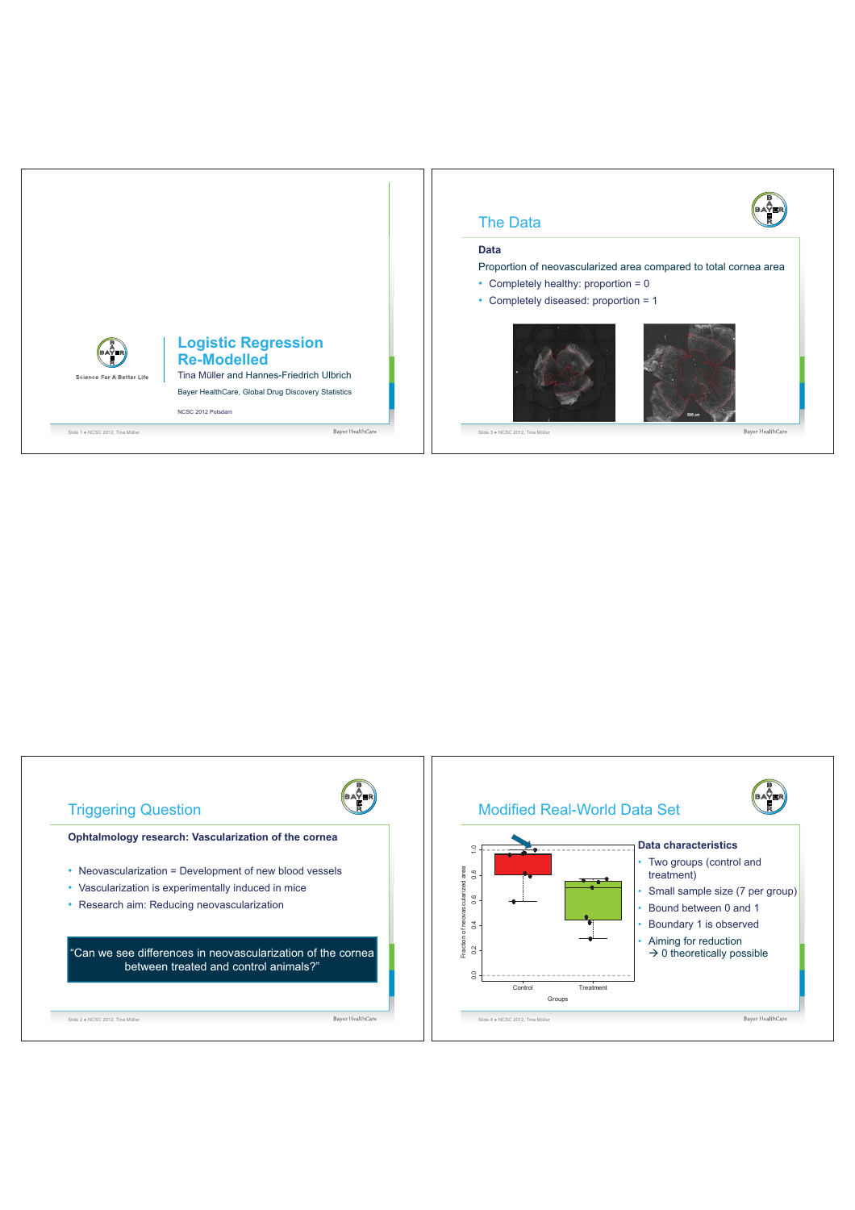# Logistic Regression Re-Modelled

Tina Müller and Hannes-Friedrich Ulbrich

Bayer HealthCare, Global Drug Discovery Statistics

NCSC 2012 Potsdam

## The Data

**Data**

Proportion of neovascularized area compared to total cornea area

- Completely healthy: proportion = 0
- Completely diseased: proportion = 1

## Triggering Question

**Ophtalmology research: Vascularization of the cornea**

- Neovascularization = Development of new blood vessels
- Vascularization is experimentally induced in mice
- Research aim: Reducing neovascularization

"Can we see differences in neovascularization of the cornea between treated and control animals?"

## Modified Real-World Data Set

**Data characteristics**

- Two groups (control and treatment)
- Small sample size (7 per group)
- Bound between 0 and 1
- Boundary 1 is observed
- Aiming for reduction
  → 0 theoretically possible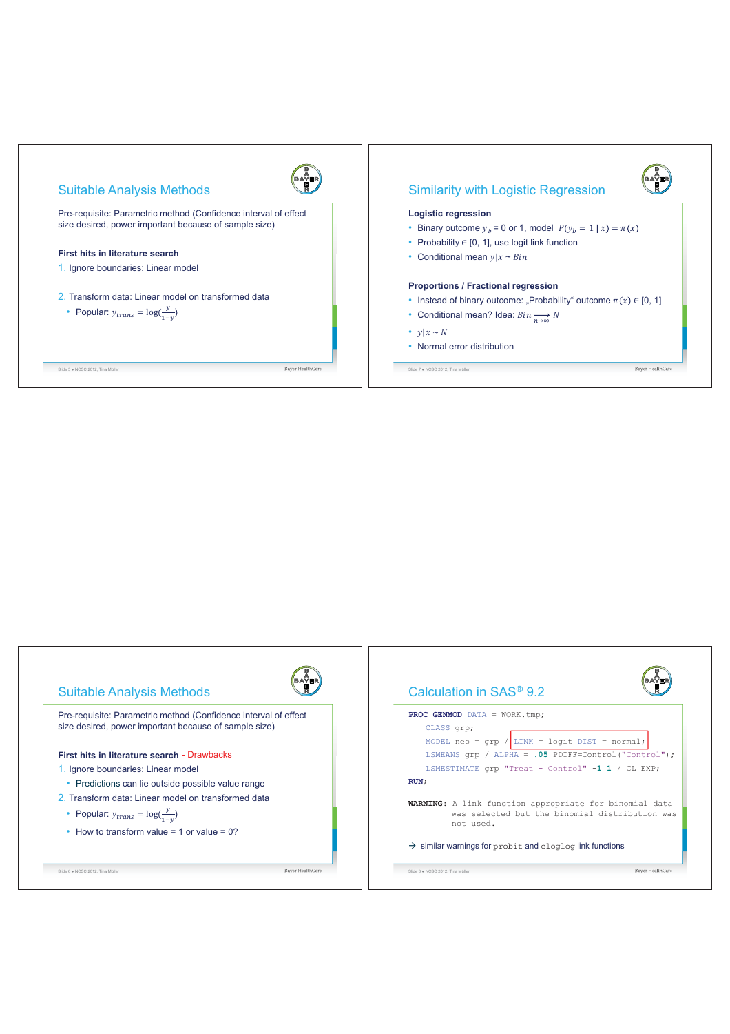## Suitable Analysis Methods

Pre-requisite: Parametric method (Confidence interval of effect size desired, power important because of sample size)

**First hits in literature search**

1. Ignore boundaries: Linear model
2. Transform data: Linear model on transformed data
   - Popular: $y_{trans} = \log(\frac{y}{1-y})$

## Similarity with Logistic Regression

**Logistic regression**

- Binary outcome $y_b$ = 0 or 1, model $P(y_b = 1 \mid x) = \pi(x)$
- Probability ∈ [0, 1], use logit link function
- Conditional mean $y|x \sim Bin$

**Proportions / Fractional regression**

- Instead of binary outcome: „Probability“ outcome $\pi(x) \in [0, 1]$
- Conditional mean? Idea: $Bin \xrightarrow[n\to\infty]{} N$
- $y|x \sim N$
- Normal error distribution

## Suitable Analysis Methods

Pre-requisite: Parametric method (Confidence interval of effect size desired, power important because of sample size)

**First hits in literature search** - Drawbacks

1. Ignore boundaries: Linear model
   - Predictions can lie outside possible value range
2. Transform data: Linear model on transformed data
   - Popular: $y_{trans} = \log(\frac{y}{1-y})$
   - How to transform value = 1 or value = 0?

## Calculation in SAS® 9.2

```
PROC GENMOD DATA = WORK.tmp;
   CLASS grp;
   MODEL neo = grp / LINK = logit DIST = normal;
   LSMEANS grp / ALPHA = .05 PDIFF=Control("Control");
   LSMESTIMATE grp "Treat - Control" -1 1 / CL EXP;
RUN;

WARNING: A link function appropriate for binomial data
         was selected but the binomial distribution was
         not used.
```

→ similar warnings for `probit` and `cloglog` link functions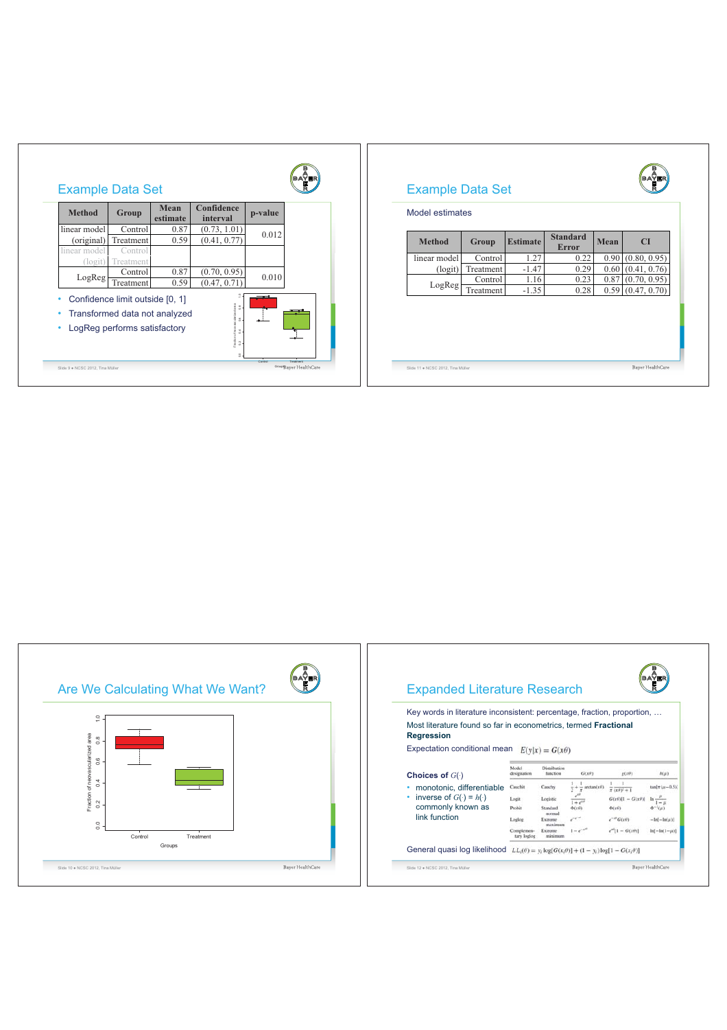## Example Data Set

| Method | Group | Mean estimate | Confidence interval | p-value |
|---|---|---|---|---|
| linear model (original) | Control | 0.87 | (0.73, 1.01) | 0.012 |
| | Treatment | 0.59 | (0.41, 0.77) | |
| linear model (logit) | Control | | | |
| | Treatment | | | |
| LogReg | Control | 0.87 | (0.70, 0.95) | 0.010 |
| | Treatment | 0.59 | (0.47, 0.71) | |

- Confidence limit outside [0, 1]
- Transformed data not analyzed
- LogReg performs satisfactory

## Example Data Set

Model estimates

| Method | Group | Estimate | Standard Error | Mean | CI |
|---|---|---|---|---|---|
| linear model (logit) | Control | 1.27 | 0.22 | 0.90 | (0.80, 0.95) |
| | Treatment | -1.47 | 0.29 | 0.60 | (0.41, 0.76) |
| LogReg | Control | 1.16 | 0.23 | 0.87 | (0.70, 0.95) |
| | Treatment | -1.35 | 0.28 | 0.59 | (0.47, 0.70) |

## Are We Calculating What We Want?

## Expanded Literature Research

Key words in literature inconsistent: percentage, fraction, proportion, …

Most literature found so far in econometrics, termed **Fractional Regression**

Expectation conditional mean $E(y|x) = G(x\theta)$

**Choices of $G(\cdot)$**

- monotonic, differentiable
- inverse of $G(\cdot) = h(\cdot)$ commonly known as link function

| Model designation | Distribution function | $G(x\theta)$ | $g(x\theta)$ | $h(\mu)$ |
|---|---|---|---|---|
| Cauchit | Cauchy | $\frac{1}{2} + \frac{1}{\pi}\arctan(x\theta)$ | $\frac{1}{\pi}\frac{1}{(x\theta)^2+1}$ | $\tan[\pi(\mu-0.5)]$ |
| Logit | Logistic | $\frac{e^{x\theta}}{1+e^{x\theta}}$ | $G(x\theta)[1-G(x\theta)]$ | $\ln\frac{\mu}{1-\mu}$ |
| Probit | Standard normal | $\Phi(x\theta)$ | $\phi(x\theta)$ | $\Phi^{-1}(\mu)$ |
| Loglog | Extreme maximum | $e^{-e^{-x\theta}}$ | $e^{-x\theta}G(x\theta)$ | $-\ln[-\ln(\mu)]$ |
| Complementary loglog | Extreme minimum | $1-e^{-e^{x\theta}}$ | $e^{x\theta}[1-G(x\theta)]$ | $\ln[-\ln(1-\mu)]$ |

General quasi log likelihood $LL_i(\theta) = y_i \log[G(x_i\theta)] + (1-y_i)\log[1-G(x_i\theta)]$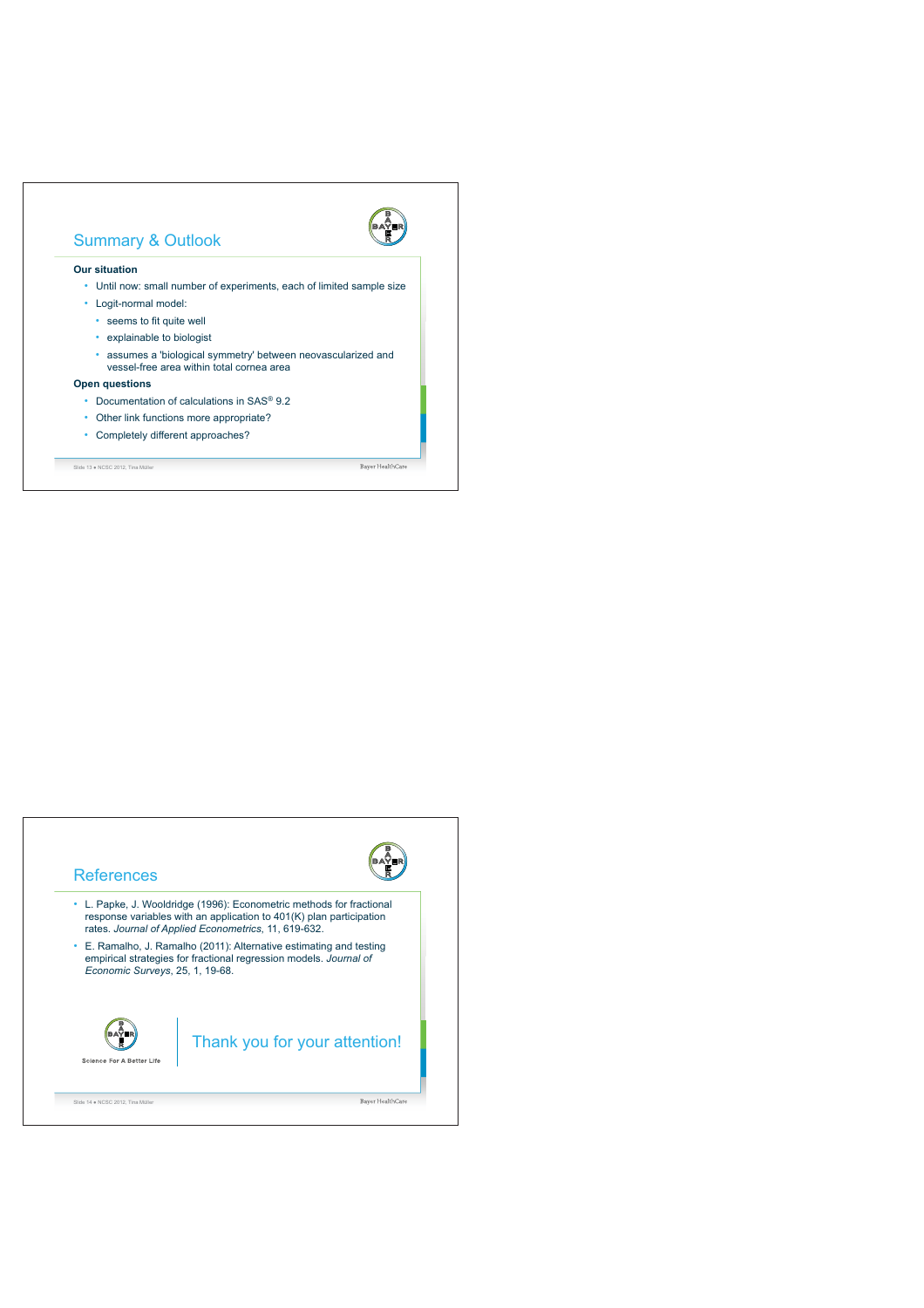## Summary & Outlook

**Our situation**

- Until now: small number of experiments, each of limited sample size
- Logit-normal model:
  - seems to fit quite well
  - explainable to biologist
  - assumes a 'biological symmetry' between neovascularized and vessel-free area within total cornea area

**Open questions**

- Documentation of calculations in SAS® 9.2
- Other link functions more appropriate?
- Completely different approaches?

## References

- L. Papke, J. Wooldridge (1996): Econometric methods for fractional response variables with an application to 401(K) plan participation rates. *Journal of Applied Econometrics*, 11, 619-632.
- E. Ramalho, J. Ramalho (2011): Alternative estimating and testing empirical strategies for fractional regression models. *Journal of Economic Surveys*, 25, 1, 19-68.

Science For A Better Life

Thank you for your attention!